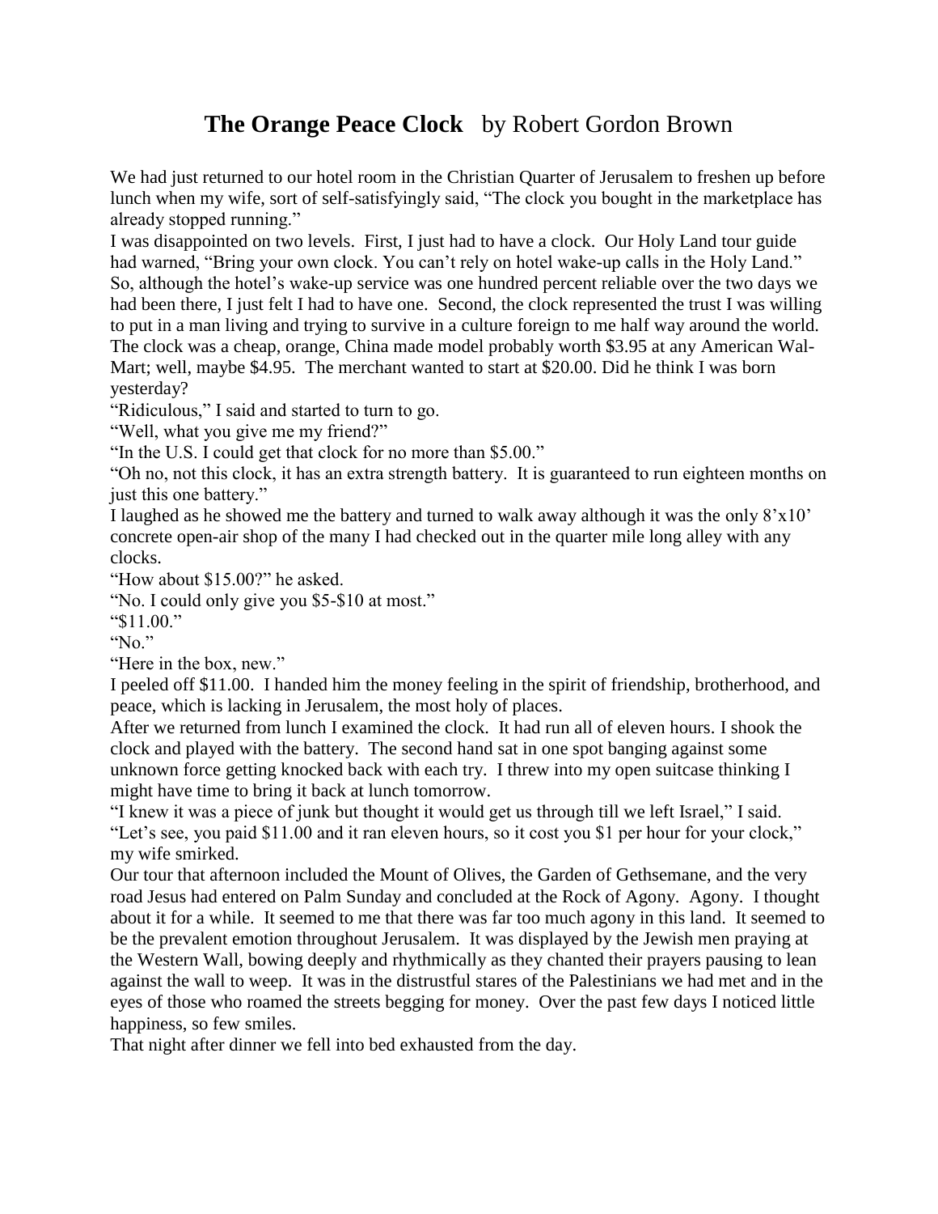# **The Orange Peace Clock** by Robert Gordon Brown

We had just returned to our hotel room in the Christian Quarter of Jerusalem to freshen up before lunch when my wife, sort of self-satisfyingly said, "The clock you bought in the marketplace has already stopped running."

I was disappointed on two levels. First, I just had to have a clock. Our Holy Land tour guide had warned, "Bring your own clock. You can't rely on hotel wake-up calls in the Holy Land." So, although the hotel's wake-up service was one hundred percent reliable over the two days we had been there, I just felt I had to have one. Second, the clock represented the trust I was willing to put in a man living and trying to survive in a culture foreign to me half way around the world. The clock was a cheap, orange, China made model probably worth $3.95 at any American Wal-Mart; well, maybe $4.95. The merchant wanted to start at $20.00. Did he think I was born yesterday?

"Ridiculous," I said and started to turn to go.

"Well, what you give me my friend?"

"In the U.S. I could get that clock for no more than $5.00."

"Oh no, not this clock, it has an extra strength battery. It is guaranteed to run eighteen months on just this one battery."

I laughed as he showed me the battery and turned to walk away although it was the only 8'x10' concrete open-air shop of the many I had checked out in the quarter mile long alley with any clocks.

"How about $15.00?" he asked.

"No. I could only give you $5-$10 at most."

"$11.00."

"No."

"Here in the box, new."

I peeled off $11.00. I handed him the money feeling in the spirit of friendship, brotherhood, and peace, which is lacking in Jerusalem, the most holy of places.

After we returned from lunch I examined the clock. It had run all of eleven hours. I shook the clock and played with the battery. The second hand sat in one spot banging against some unknown force getting knocked back with each try. I threw into my open suitcase thinking I might have time to bring it back at lunch tomorrow.

"I knew it was a piece of junk but thought it would get us through till we left Israel," I said.

"Let's see, you paid $11.00 and it ran eleven hours, so it cost you $1 per hour for your clock," my wife smirked.

Our tour that afternoon included the Mount of Olives, the Garden of Gethsemane, and the very road Jesus had entered on Palm Sunday and concluded at the Rock of Agony. Agony. I thought about it for a while. It seemed to me that there was far too much agony in this land. It seemed to be the prevalent emotion throughout Jerusalem. It was displayed by the Jewish men praying at the Western Wall, bowing deeply and rhythmically as they chanted their prayers pausing to lean against the wall to weep. It was in the distrustful stares of the Palestinians we had met and in the eyes of those who roamed the streets begging for money. Over the past few days I noticed little happiness, so few smiles.

That night after dinner we fell into bed exhausted from the day.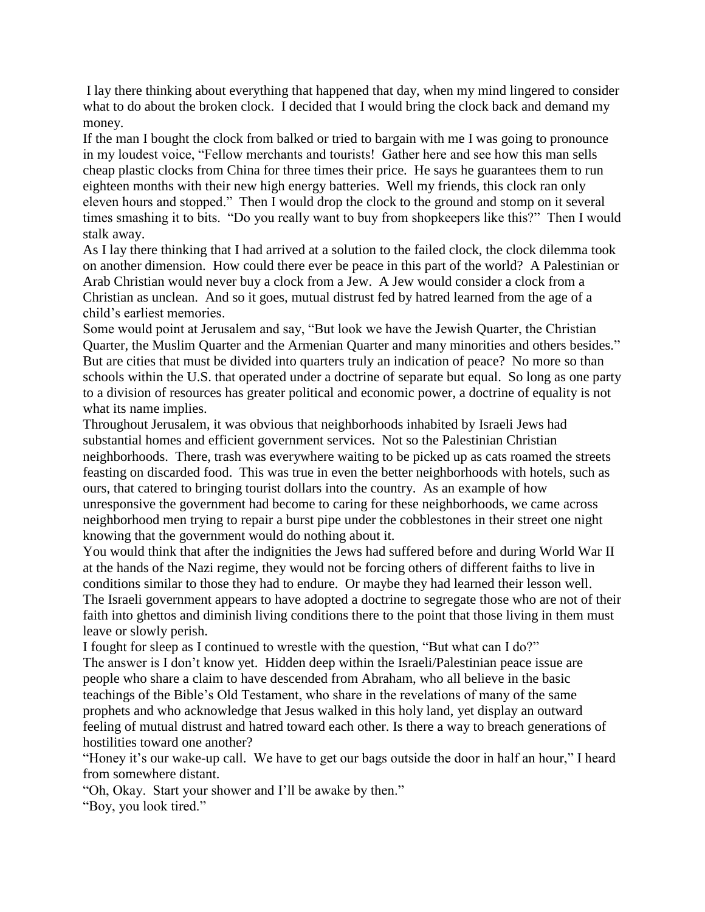I lay there thinking about everything that happened that day, when my mind lingered to consider what to do about the broken clock. I decided that I would bring the clock back and demand my money.

If the man I bought the clock from balked or tried to bargain with me I was going to pronounce in my loudest voice, "Fellow merchants and tourists! Gather here and see how this man sells cheap plastic clocks from China for three times their price. He says he guarantees them to run eighteen months with their new high energy batteries. Well my friends, this clock ran only eleven hours and stopped." Then I would drop the clock to the ground and stomp on it several times smashing it to bits. "Do you really want to buy from shopkeepers like this?" Then I would stalk away.

As I lay there thinking that I had arrived at a solution to the failed clock, the clock dilemma took on another dimension. How could there ever be peace in this part of the world? A Palestinian or Arab Christian would never buy a clock from a Jew. A Jew would consider a clock from a Christian as unclean. And so it goes, mutual distrust fed by hatred learned from the age of a child's earliest memories.

Some would point at Jerusalem and say, "But look we have the Jewish Quarter, the Christian Quarter, the Muslim Quarter and the Armenian Quarter and many minorities and others besides." But are cities that must be divided into quarters truly an indication of peace? No more so than schools within the U.S. that operated under a doctrine of separate but equal. So long as one party to a division of resources has greater political and economic power, a doctrine of equality is not what its name implies.

Throughout Jerusalem, it was obvious that neighborhoods inhabited by Israeli Jews had substantial homes and efficient government services. Not so the Palestinian Christian neighborhoods. There, trash was everywhere waiting to be picked up as cats roamed the streets feasting on discarded food. This was true in even the better neighborhoods with hotels, such as ours, that catered to bringing tourist dollars into the country. As an example of how unresponsive the government had become to caring for these neighborhoods, we came across neighborhood men trying to repair a burst pipe under the cobblestones in their street one night knowing that the government would do nothing about it.

You would think that after the indignities the Jews had suffered before and during World War II at the hands of the Nazi regime, they would not be forcing others of different faiths to live in conditions similar to those they had to endure. Or maybe they had learned their lesson well. The Israeli government appears to have adopted a doctrine to segregate those who are not of their faith into ghettos and diminish living conditions there to the point that those living in them must leave or slowly perish.

I fought for sleep as I continued to wrestle with the question, "But what can I do?"

The answer is I don't know yet. Hidden deep within the Israeli/Palestinian peace issue are people who share a claim to have descended from Abraham, who all believe in the basic teachings of the Bible's Old Testament, who share in the revelations of many of the same prophets and who acknowledge that Jesus walked in this holy land, yet display an outward feeling of mutual distrust and hatred toward each other. Is there a way to breach generations of hostilities toward one another?

"Honey it's our wake-up call. We have to get our bags outside the door in half an hour," I heard from somewhere distant.

"Oh, Okay. Start your shower and I'll be awake by then."

"Boy, you look tired."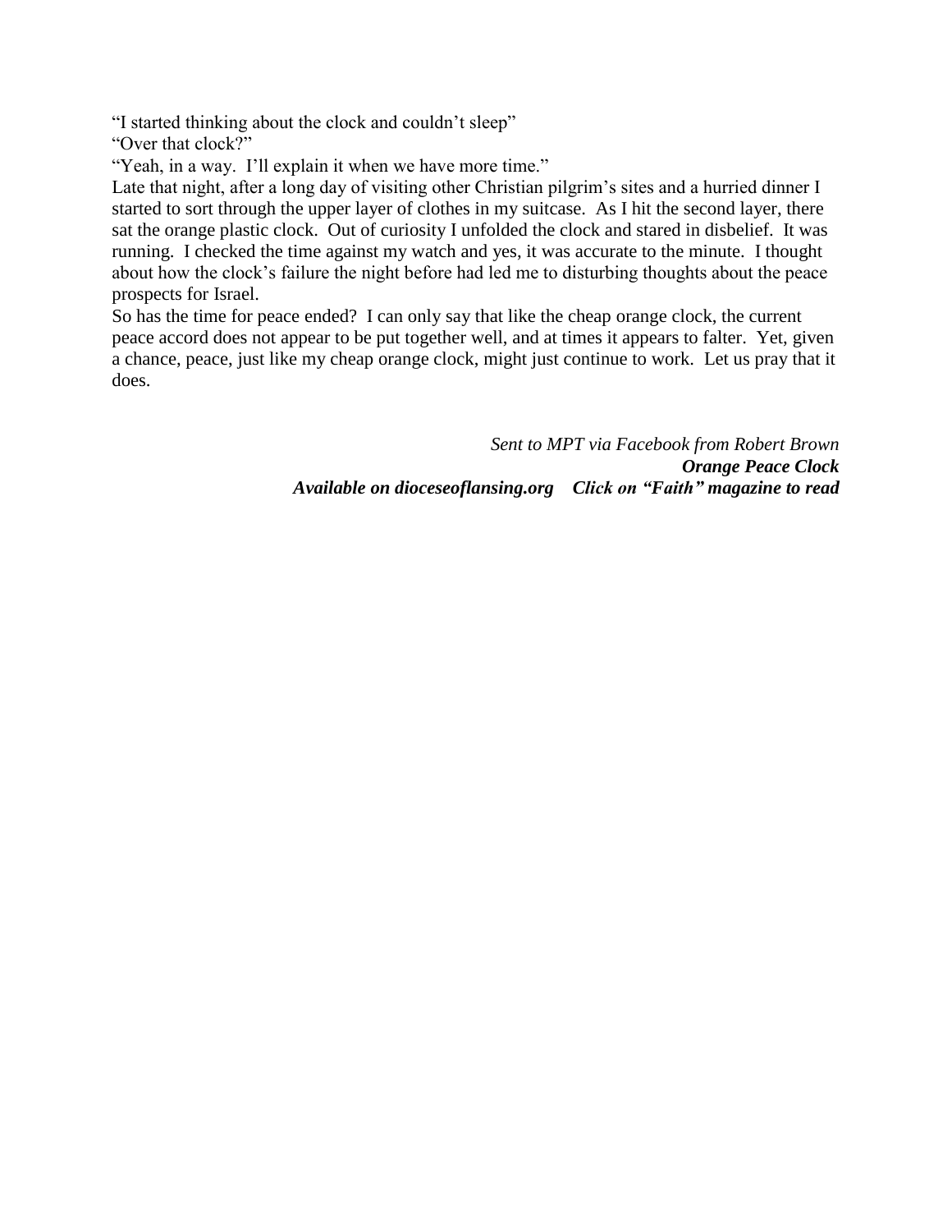"I started thinking about the clock and couldn't sleep"
"Over that clock?"
"Yeah, in a way. I'll explain it when we have more time."
Late that night, after a long day of visiting other Christian pilgrim's sites and a hurried dinner I started to sort through the upper layer of clothes in my suitcase. As I hit the second layer, there sat the orange plastic clock. Out of curiosity I unfolded the clock and stared in disbelief. It was running. I checked the time against my watch and yes, it was accurate to the minute. I thought about how the clock's failure the night before had led me to disturbing thoughts about the peace prospects for Israel.
So has the time for peace ended? I can only say that like the cheap orange clock, the current peace accord does not appear to be put together well, and at times it appears to falter. Yet, given a chance, peace, just like my cheap orange clock, might just continue to work. Let us pray that it does.

*Sent to MPT via Facebook from Robert Brown*
***Orange Peace Clock***
***Available on dioceseoflansing.org Click on "Faith" magazine to read***